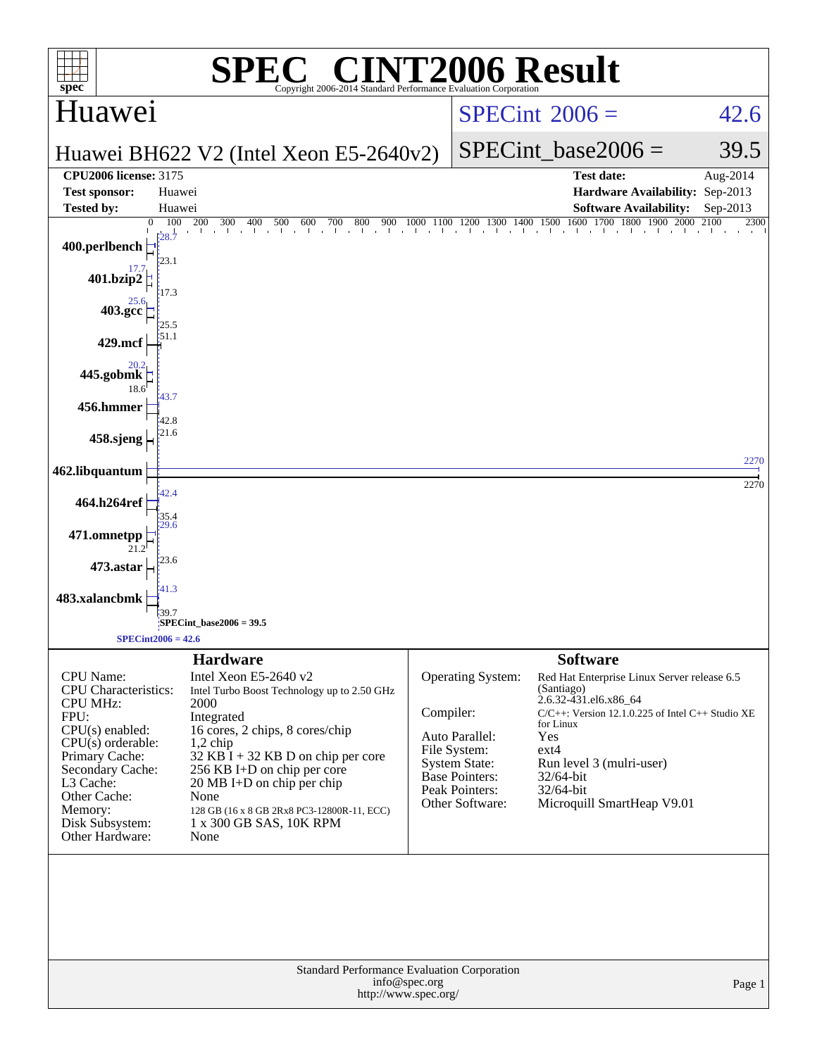# SPEC® CINT2006 Result

Copyright 2006-2014 Standard Performance Evaluation Corporation

## Huawei

**Huawei BH622 V2 (Intel Xeon E5-2640v2)**

SPECint® 2006 = 42.6

SPECint_base2006 = 39.5

| | | | |
|---|---|---|---|
| **CPU2006 license:** 3175 | | **Test date:** | Aug-2014 |
| **Test sponsor:** | Huawei | **Hardware Availability:** | Sep-2013 |
| **Tested by:** | Huawei | **Software Availability:** | Sep-2013 |

| Benchmark | Peak | Base |
|---|---|---|
| 400.perlbench | 28.7 | 23.1 |
| 401.bzip2 | 17.7 | 17.3 |
| 403.gcc | 25.6 | 25.5 |
| 429.mcf | 51.1 | 51.1 |
| 445.gobmk | 20.2 | 18.6 |
| 456.hmmer | 43.7 | 42.8 |
| 458.sjeng | 21.6 | 21.6 |
| 462.libquantum | 2270 | 2270 |
| 464.h264ref | 42.4 | 35.4 |
| 471.omnetpp | 29.6 | 21.2 |
| 473.astar | 23.6 | 23.6 |
| 483.xalancbmk | 41.3 | 39.7 |

SPECint_base2006 = 39.5

SPECint2006 = 42.6

## Hardware

| | |
|---|---|
| CPU Name: | Intel Xeon E5-2640 v2 |
| CPU Characteristics: | Intel Turbo Boost Technology up to 2.50 GHz |
| CPU MHz: | 2000 |
| FPU: | Integrated |
| CPU(s) enabled: | 16 cores, 2 chips, 8 cores/chip |
| CPU(s) orderable: | 1,2 chip |
| Primary Cache: | 32 KB I + 32 KB D on chip per core |
| Secondary Cache: | 256 KB I+D on chip per core |
| L3 Cache: | 20 MB I+D on chip per chip |
| Other Cache: | None |
| Memory: | 128 GB (16 x 8 GB 2Rx8 PC3-12800R-11, ECC) |
| Disk Subsystem: | 1 x 300 GB SAS, 10K RPM |
| Other Hardware: | None |

## Software

| | |
|---|---|
| Operating System: | Red Hat Enterprise Linux Server release 6.5 (Santiago) 2.6.32-431.el6.x86_64 |
| Compiler: | C/C++: Version 12.1.0.225 of Intel C++ Studio XE for Linux |
| Auto Parallel: | Yes |
| File System: | ext4 |
| System State: | Run level 3 (mulri-user) |
| Base Pointers: | 32/64-bit |
| Peak Pointers: | 32/64-bit |
| Other Software: | Microquill SmartHeap V9.01 |

Standard Performance Evaluation Corporation
info@spec.org
http://www.spec.org/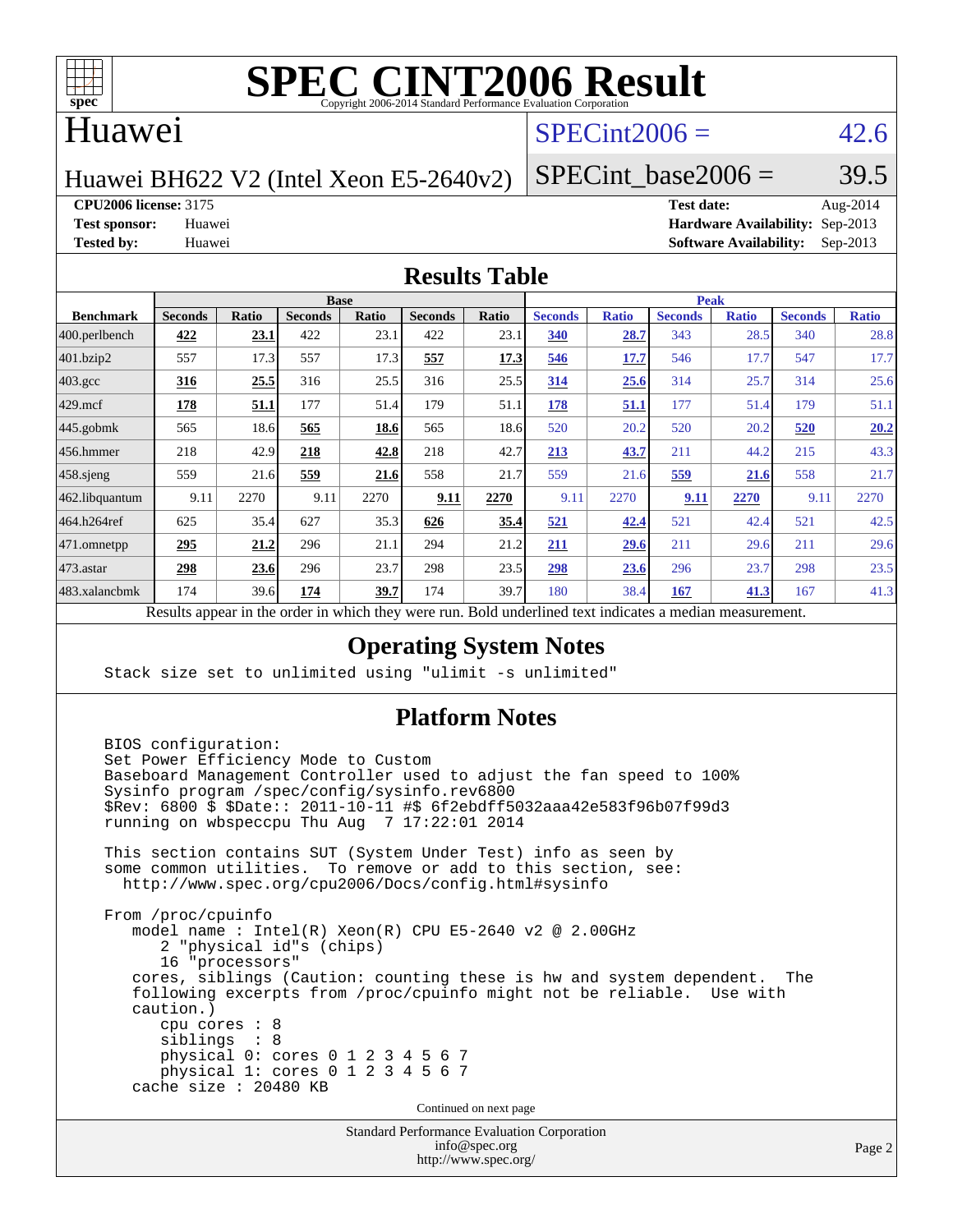# SPEC CINT2006 Result

Copyright 2006-2014 Standard Performance Evaluation Corporation

## Huawei

Huawei BH622 V2 (Intel Xeon E5-2640v2)

SPECint2006 = 42.6

SPECint_base2006 = 39.5

**CPU2006 license:** 3175
**Test sponsor:** Huawei
**Tested by:** Huawei

**Test date:** Aug-2014
**Hardware Availability:** Sep-2013
**Software Availability:** Sep-2013

## Results Table

| Benchmark | Base | | | | | | Peak | | | | | |
|---|---|---|---|---|---|---|---|---|---|---|---|---|
| | Seconds | Ratio | Seconds | Ratio | Seconds | Ratio | Seconds | Ratio | Seconds | Ratio | Seconds | Ratio |
| 400.perlbench | **422** | **23.1** | 422 | 23.1 | 422 | 23.1 | **340** | **28.7** | 343 | 28.5 | 340 | 28.8 |
| 401.bzip2 | 557 | 17.3 | 557 | 17.3 | **557** | **17.3** | **546** | **17.7** | 546 | 17.7 | 547 | 17.7 |
| 403.gcc | **316** | **25.5** | 316 | 25.5 | 316 | 25.5 | **314** | **25.6** | 314 | 25.7 | 314 | 25.6 |
| 429.mcf | **178** | **51.1** | 177 | 51.4 | 179 | 51.1 | **178** | **51.1** | 177 | 51.4 | 179 | 51.1 |
| 445.gobmk | 565 | 18.6 | **565** | **18.6** | 565 | 18.6 | 520 | 20.2 | 520 | 20.2 | **520** | **20.2** |
| 456.hmmer | 218 | 42.9 | **218** | **42.8** | 218 | 42.7 | **213** | **43.7** | 211 | 44.2 | 215 | 43.3 |
| 458.sjeng | 559 | 21.6 | **559** | **21.6** | 558 | 21.7 | 559 | 21.6 | **559** | **21.6** | 558 | 21.7 |
| 462.libquantum | 9.11 | 2270 | 9.11 | 2270 | **9.11** | **2270** | 9.11 | 2270 | **9.11** | **2270** | 9.11 | 2270 |
| 464.h264ref | 625 | 35.4 | 627 | 35.3 | **626** | **35.4** | **521** | **42.4** | 521 | 42.4 | 521 | 42.5 |
| 471.omnetpp | **295** | **21.2** | 296 | 21.1 | 294 | 21.2 | **211** | **29.6** | 211 | 29.6 | 211 | 29.6 |
| 473.astar | **298** | **23.6** | 296 | 23.7 | 298 | 23.5 | **298** | **23.6** | 296 | 23.7 | 298 | 23.5 |
| 483.xalancbmk | 174 | 39.6 | **174** | **39.7** | 174 | 39.7 | 180 | 38.4 | **167** | **41.3** | 167 | 41.3 |

Results appear in the order in which they were run. Bold underlined text indicates a median measurement.

## Operating System Notes

```
Stack size set to unlimited using "ulimit -s unlimited"
```

## Platform Notes

```
BIOS configuration:
Set Power Efficiency Mode to Custom
Baseboard Management Controller used to adjust the fan speed to 100%
Sysinfo program /spec/config/sysinfo.rev6800
$Rev: 6800 $ $Date:: 2011-10-11 #$ 6f2ebdff5032aaa42e583f96b07f99d3
running on wbspeccpu Thu Aug  7 17:22:01 2014

This section contains SUT (System Under Test) info as seen by
some common utilities.  To remove or add to this section, see:
  http://www.spec.org/cpu2006/Docs/config.html#sysinfo

From /proc/cpuinfo
   model name : Intel(R) Xeon(R) CPU E5-2640 v2 @ 2.00GHz
      2 "physical id"s (chips)
      16 "processors"
   cores, siblings (Caution: counting these is hw and system dependent.  The
   following excerpts from /proc/cpuinfo might not be reliable.  Use with
   caution.)
      cpu cores : 8
      siblings  : 8
      physical 0: cores 0 1 2 3 4 5 6 7
      physical 1: cores 0 1 2 3 4 5 6 7
   cache size : 20480 KB
```

Continued on next page

Standard Performance Evaluation Corporation
info@spec.org
http://www.spec.org/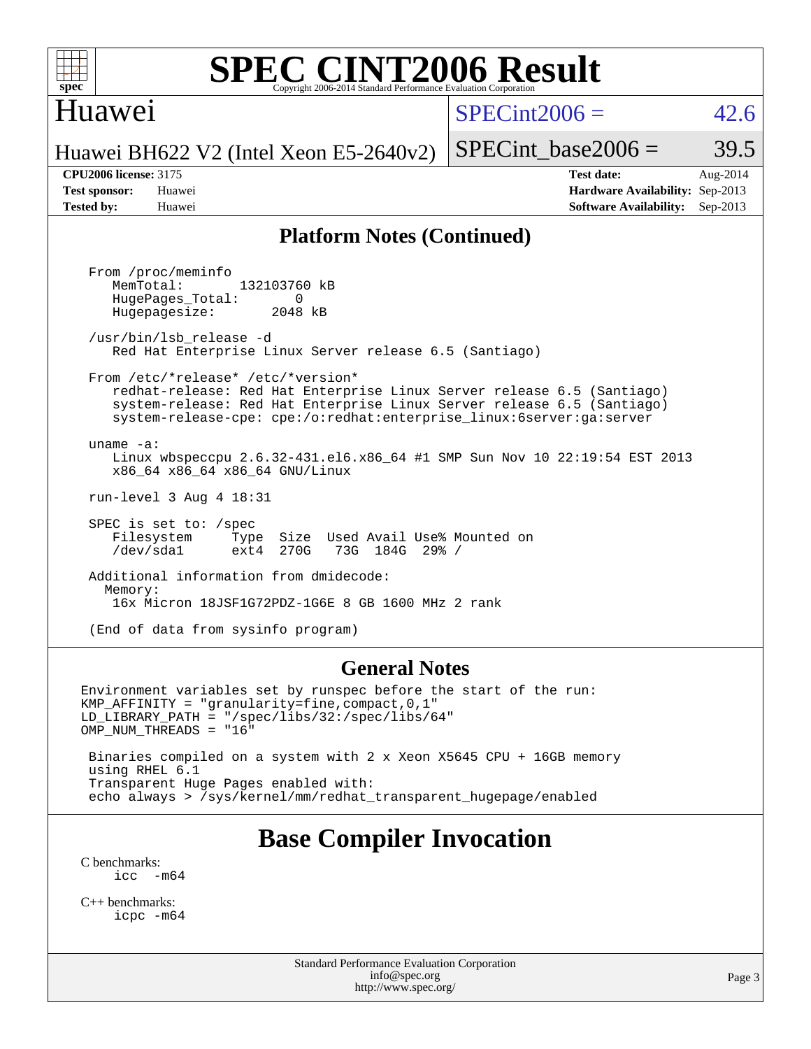## Platform Notes (Continued)

```
From /proc/meminfo
   MemTotal:       132103760 kB
   HugePages_Total:       0
   Hugepagesize:       2048 kB

/usr/bin/lsb_release -d
   Red Hat Enterprise Linux Server release 6.5 (Santiago)

From /etc/*release* /etc/*version*
   redhat-release: Red Hat Enterprise Linux Server release 6.5 (Santiago)
   system-release: Red Hat Enterprise Linux Server release 6.5 (Santiago)
   system-release-cpe: cpe:/o:redhat:enterprise_linux:6server:ga:server

uname -a:
   Linux wbspeccpu 2.6.32-431.el6.x86_64 #1 SMP Sun Nov 10 22:19:54 EST 2013
   x86_64 x86_64 x86_64 GNU/Linux

run-level 3 Aug 4 18:31

SPEC is set to: /spec
   Filesystem     Type  Size  Used Avail Use% Mounted on
   /dev/sda1      ext4  270G   73G  184G  29% /

Additional information from dmidecode:
  Memory:
   16x Micron 18JSF1G72PDZ-1G6E 8 GB 1600 MHz 2 rank

(End of data from sysinfo program)
```

## General Notes

```
Environment variables set by runspec before the start of the run:
KMP_AFFINITY = "granularity=fine,compact,0,1"
LD_LIBRARY_PATH = "/spec/libs/32:/spec/libs/64"
OMP_NUM_THREADS = "16"

 Binaries compiled on a system with 2 x Xeon X5645 CPU + 16GB memory
 using RHEL 6.1
 Transparent Huge Pages enabled with:
 echo always > /sys/kernel/mm/redhat_transparent_hugepage/enabled
```

# Base Compiler Invocation

C benchmarks:
```
icc  -m64
```

C++ benchmarks:
```
icpc -m64
```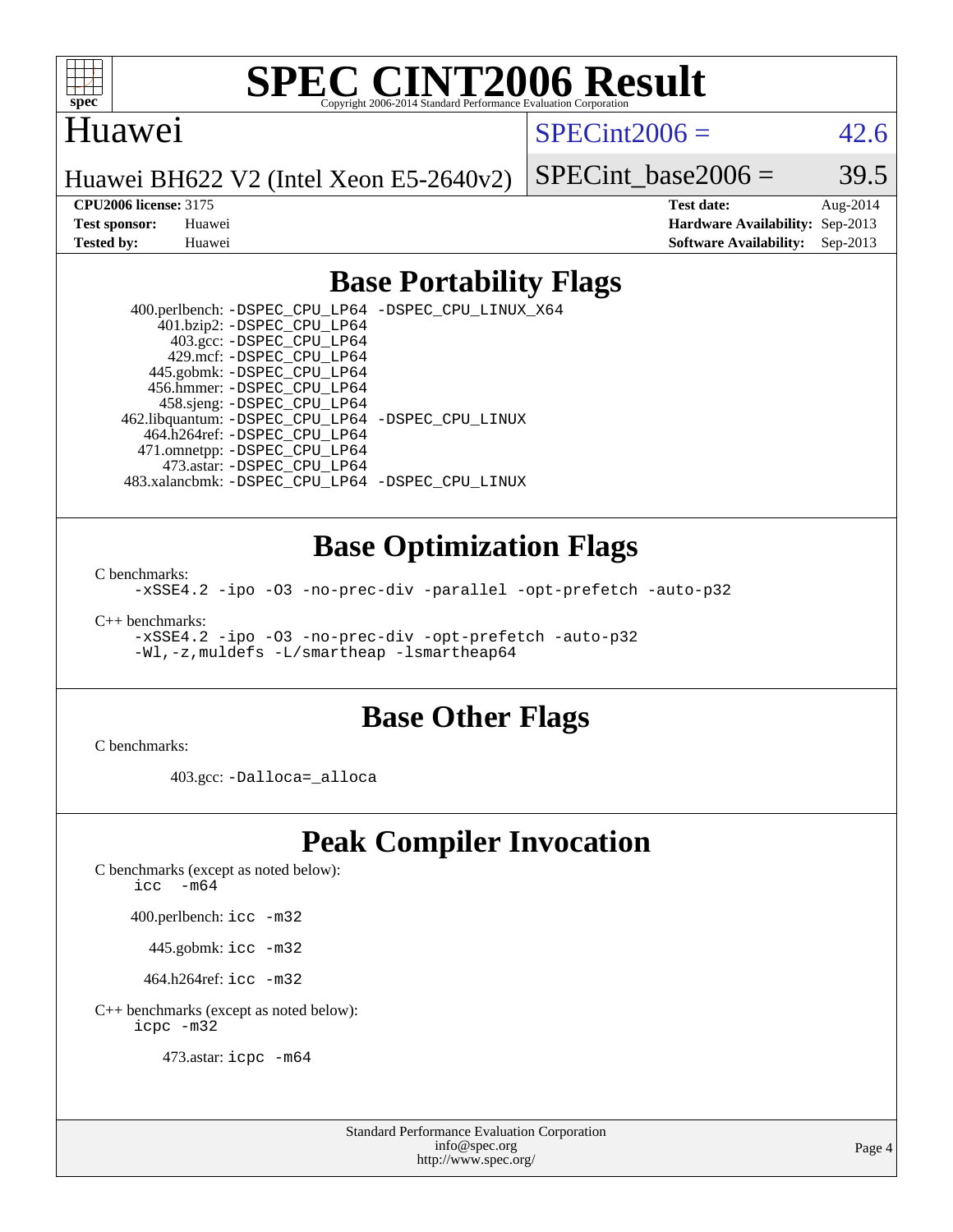# SPEC CINT2006 Result

Copyright 2006-2014 Standard Performance Evaluation Corporation

## Huawei

Huawei BH622 V2 (Intel Xeon E5-2640v2)

SPECint2006 = 42.6

SPECint_base2006 = 39.5

**CPU2006 license:** 3175
**Test sponsor:** Huawei
**Tested by:** Huawei

**Test date:** Aug-2014
**Hardware Availability:** Sep-2013
**Software Availability:** Sep-2013

## Base Portability Flags

400.perlbench: -DSPEC_CPU_LP64 -DSPEC_CPU_LINUX_X64
401.bzip2: -DSPEC_CPU_LP64
403.gcc: -DSPEC_CPU_LP64
429.mcf: -DSPEC_CPU_LP64
445.gobmk: -DSPEC_CPU_LP64
456.hmmer: -DSPEC_CPU_LP64
458.sjeng: -DSPEC_CPU_LP64
462.libquantum: -DSPEC_CPU_LP64 -DSPEC_CPU_LINUX
464.h264ref: -DSPEC_CPU_LP64
471.omnetpp: -DSPEC_CPU_LP64
473.astar: -DSPEC_CPU_LP64
483.xalancbmk: -DSPEC_CPU_LP64 -DSPEC_CPU_LINUX

## Base Optimization Flags

C benchmarks:

-xSSE4.2 -ipo -O3 -no-prec-div -parallel -opt-prefetch -auto-p32

C++ benchmarks:

-xSSE4.2 -ipo -O3 -no-prec-div -opt-prefetch -auto-p32
-Wl,-z,muldefs -L/smartheap -lsmartheap64

## Base Other Flags

C benchmarks:

403.gcc: -Dalloca=_alloca

## Peak Compiler Invocation

C benchmarks (except as noted below):
icc -m64

400.perlbench: icc -m32

445.gobmk: icc -m32

464.h264ref: icc -m32

C++ benchmarks (except as noted below):
icpc -m32

473.astar: icpc -m64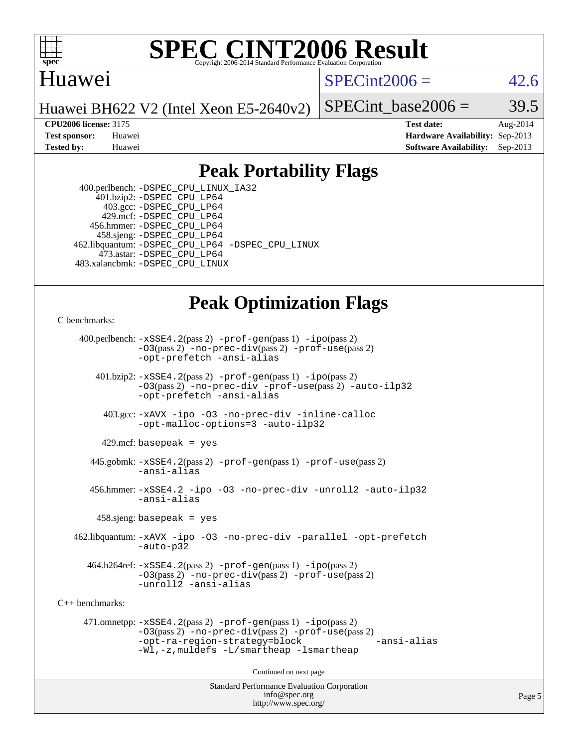# SPEC CINT2006 Result

Copyright 2006-2014 Standard Performance Evaluation Corporation

## Huawei

Huawei BH622 V2 (Intel Xeon E5-2640v2)

SPECint2006 = 42.6

SPECint_base2006 = 39.5

**CPU2006 license:** 3175
**Test sponsor:** Huawei
**Tested by:** Huawei

**Test date:** Aug-2014
**Hardware Availability:** Sep-2013
**Software Availability:** Sep-2013

## Peak Portability Flags

400.perlbench: -DSPEC_CPU_LINUX_IA32
401.bzip2: -DSPEC_CPU_LP64
403.gcc: -DSPEC_CPU_LP64
429.mcf: -DSPEC_CPU_LP64
456.hmmer: -DSPEC_CPU_LP64
458.sjeng: -DSPEC_CPU_LP64
462.libquantum: -DSPEC_CPU_LP64 -DSPEC_CPU_LINUX
473.astar: -DSPEC_CPU_LP64
483.xalancbmk: -DSPEC_CPU_LINUX

## Peak Optimization Flags

C benchmarks:

400.perlbench: -xSSE4.2(pass 2) -prof-gen(pass 1) -ipo(pass 2) -O3(pass 2) -no-prec-div(pass 2) -prof-use(pass 2) -opt-prefetch -ansi-alias

401.bzip2: -xSSE4.2(pass 2) -prof-gen(pass 1) -ipo(pass 2) -O3(pass 2) -no-prec-div -prof-use(pass 2) -auto-ilp32 -opt-prefetch -ansi-alias

403.gcc: -xAVX -ipo -O3 -no-prec-div -inline-calloc -opt-malloc-options=3 -auto-ilp32

429.mcf: basepeak = yes

445.gobmk: -xSSE4.2(pass 2) -prof-gen(pass 1) -prof-use(pass 2) -ansi-alias

456.hmmer: -xSSE4.2 -ipo -O3 -no-prec-div -unroll2 -auto-ilp32 -ansi-alias

458.sjeng: basepeak = yes

462.libquantum: -xAVX -ipo -O3 -no-prec-div -parallel -opt-prefetch -auto-p32

464.h264ref: -xSSE4.2(pass 2) -prof-gen(pass 1) -ipo(pass 2) -O3(pass 2) -no-prec-div(pass 2) -prof-use(pass 2) -unroll2 -ansi-alias

C++ benchmarks:

471.omnetpp: -xSSE4.2(pass 2) -prof-gen(pass 1) -ipo(pass 2) -O3(pass 2) -no-prec-div(pass 2) -prof-use(pass 2) -opt-ra-region-strategy=block -ansi-alias -Wl,-z,muldefs -L/smartheap -lsmartheap

Continued on next page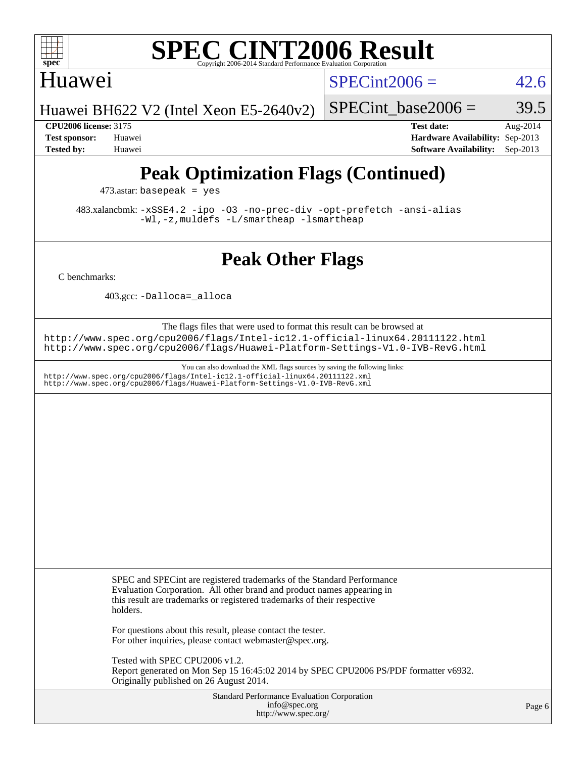# Peak Optimization Flags (Continued)

473.astar: basepeak = yes

483.xalancbmk: -xSSE4.2 -ipo -O3 -no-prec-div -opt-prefetch -ansi-alias -Wl,-z,muldefs -L/smartheap -lsmartheap

# Peak Other Flags

C benchmarks:

403.gcc: -Dalloca=_alloca

The flags files that were used to format this result can be browsed at
http://www.spec.org/cpu2006/flags/Intel-ic12.1-official-linux64.20111122.html
http://www.spec.org/cpu2006/flags/Huawei-Platform-Settings-V1.0-IVB-RevG.html

You can also download the XML flags sources by saving the following links:
http://www.spec.org/cpu2006/flags/Intel-ic12.1-official-linux64.20111122.xml
http://www.spec.org/cpu2006/flags/Huawei-Platform-Settings-V1.0-IVB-RevG.xml

SPEC and SPECint are registered trademarks of the Standard Performance Evaluation Corporation. All other brand and product names appearing in this result are trademarks or registered trademarks of their respective holders.

For questions about this result, please contact the tester.
For other inquiries, please contact webmaster@spec.org.

Tested with SPEC CPU2006 v1.2.
Report generated on Mon Sep 15 16:45:02 2014 by SPEC CPU2006 PS/PDF formatter v6932.
Originally published on 26 August 2014.